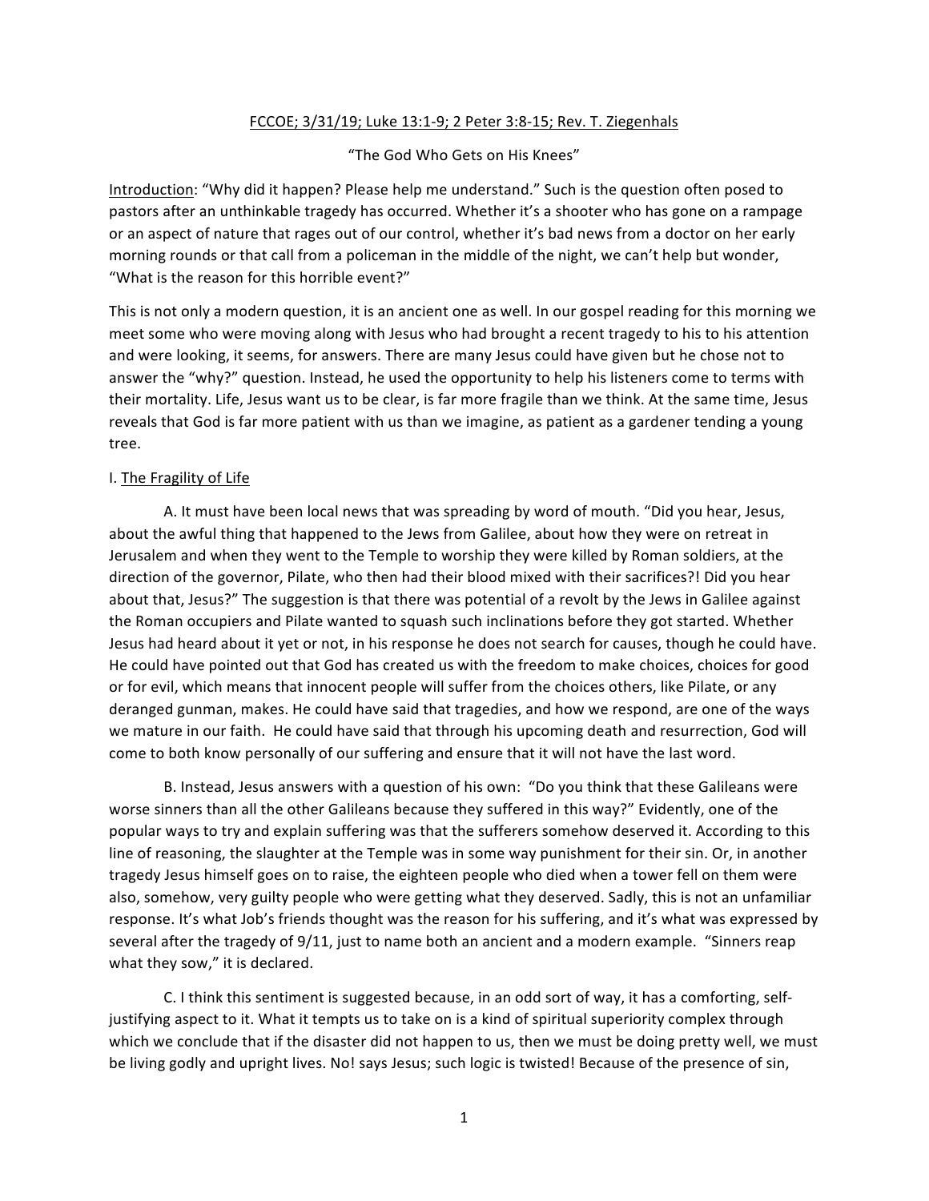<u>FCCOE; 3/31/19; Luke 13:1-9; 2 Peter 3:8-15; Rev. T. Ziegenhals</u>

"The God Who Gets on His Knees"

<u>Introduction</u>: "Why did it happen? Please help me understand." Such is the question often posed to pastors after an unthinkable tragedy has occurred. Whether it's a shooter who has gone on a rampage or an aspect of nature that rages out of our control, whether it's bad news from a doctor on her early morning rounds or that call from a policeman in the middle of the night, we can't help but wonder, "What is the reason for this horrible event?"

This is not only a modern question, it is an ancient one as well. In our gospel reading for this morning we meet some who were moving along with Jesus who had brought a recent tragedy to his to his attention and were looking, it seems, for answers. There are many Jesus could have given but he chose not to answer the "why?" question. Instead, he used the opportunity to help his listeners come to terms with their mortality. Life, Jesus want us to be clear, is far more fragile than we think. At the same time, Jesus reveals that God is far more patient with us than we imagine, as patient as a gardener tending a young tree.

I. <u>The Fragility of Life</u>

A. It must have been local news that was spreading by word of mouth. "Did you hear, Jesus, about the awful thing that happened to the Jews from Galilee, about how they were on retreat in Jerusalem and when they went to the Temple to worship they were killed by Roman soldiers, at the direction of the governor, Pilate, who then had their blood mixed with their sacrifices?! Did you hear about that, Jesus?" The suggestion is that there was potential of a revolt by the Jews in Galilee against the Roman occupiers and Pilate wanted to squash such inclinations before they got started. Whether Jesus had heard about it yet or not, in his response he does not search for causes, though he could have. He could have pointed out that God has created us with the freedom to make choices, choices for good or for evil, which means that innocent people will suffer from the choices others, like Pilate, or any deranged gunman, makes. He could have said that tragedies, and how we respond, are one of the ways we mature in our faith. He could have said that through his upcoming death and resurrection, God will come to both know personally of our suffering and ensure that it will not have the last word.

B. Instead, Jesus answers with a question of his own: "Do you think that these Galileans were worse sinners than all the other Galileans because they suffered in this way?" Evidently, one of the popular ways to try and explain suffering was that the sufferers somehow deserved it. According to this line of reasoning, the slaughter at the Temple was in some way punishment for their sin. Or, in another tragedy Jesus himself goes on to raise, the eighteen people who died when a tower fell on them were also, somehow, very guilty people who were getting what they deserved. Sadly, this is not an unfamiliar response. It's what Job's friends thought was the reason for his suffering, and it's what was expressed by several after the tragedy of 9/11, just to name both an ancient and a modern example. "Sinners reap what they sow," it is declared.

C. I think this sentiment is suggested because, in an odd sort of way, it has a comforting, self-justifying aspect to it. What it tempts us to take on is a kind of spiritual superiority complex through which we conclude that if the disaster did not happen to us, then we must be doing pretty well, we must be living godly and upright lives. No! says Jesus; such logic is twisted! Because of the presence of sin,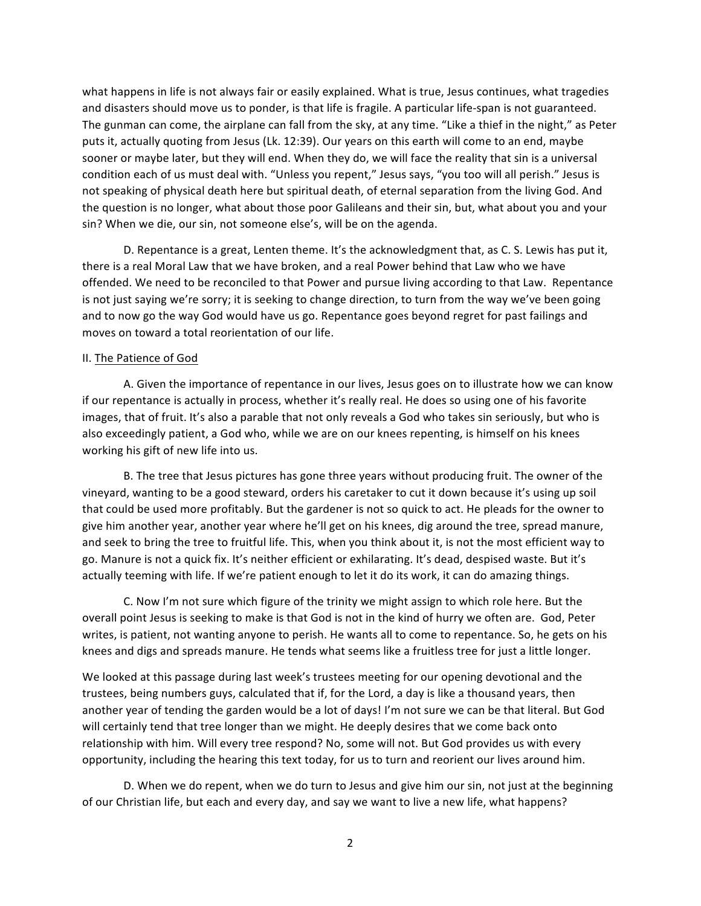what happens in life is not always fair or easily explained. What is true, Jesus continues, what tragedies and disasters should move us to ponder, is that life is fragile. A particular life-span is not guaranteed. The gunman can come, the airplane can fall from the sky, at any time. "Like a thief in the night," as Peter puts it, actually quoting from Jesus (Lk. 12:39). Our years on this earth will come to an end, maybe sooner or maybe later, but they will end. When they do, we will face the reality that sin is a universal condition each of us must deal with. "Unless you repent," Jesus says, "you too will all perish." Jesus is not speaking of physical death here but spiritual death, of eternal separation from the living God. And the question is no longer, what about those poor Galileans and their sin, but, what about you and your sin? When we die, our sin, not someone else's, will be on the agenda.

D. Repentance is a great, Lenten theme. It's the acknowledgment that, as C. S. Lewis has put it, there is a real Moral Law that we have broken, and a real Power behind that Law who we have offended. We need to be reconciled to that Power and pursue living according to that Law. Repentance is not just saying we're sorry; it is seeking to change direction, to turn from the way we've been going and to now go the way God would have us go. Repentance goes beyond regret for past failings and moves on toward a total reorientation of our life.

II. <u>The Patience of God</u>

A. Given the importance of repentance in our lives, Jesus goes on to illustrate how we can know if our repentance is actually in process, whether it's really real. He does so using one of his favorite images, that of fruit. It's also a parable that not only reveals a God who takes sin seriously, but who is also exceedingly patient, a God who, while we are on our knees repenting, is himself on his knees working his gift of new life into us.

B. The tree that Jesus pictures has gone three years without producing fruit. The owner of the vineyard, wanting to be a good steward, orders his caretaker to cut it down because it's using up soil that could be used more profitably. But the gardener is not so quick to act. He pleads for the owner to give him another year, another year where he'll get on his knees, dig around the tree, spread manure, and seek to bring the tree to fruitful life. This, when you think about it, is not the most efficient way to go. Manure is not a quick fix. It's neither efficient or exhilarating. It's dead, despised waste. But it's actually teeming with life. If we're patient enough to let it do its work, it can do amazing things.

C. Now I'm not sure which figure of the trinity we might assign to which role here. But the overall point Jesus is seeking to make is that God is not in the kind of hurry we often are. God, Peter writes, is patient, not wanting anyone to perish. He wants all to come to repentance. So, he gets on his knees and digs and spreads manure. He tends what seems like a fruitless tree for just a little longer.

We looked at this passage during last week's trustees meeting for our opening devotional and the trustees, being numbers guys, calculated that if, for the Lord, a day is like a thousand years, then another year of tending the garden would be a lot of days! I'm not sure we can be that literal. But God will certainly tend that tree longer than we might. He deeply desires that we come back onto relationship with him. Will every tree respond? No, some will not. But God provides us with every opportunity, including the hearing this text today, for us to turn and reorient our lives around him.

D. When we do repent, when we do turn to Jesus and give him our sin, not just at the beginning of our Christian life, but each and every day, and say we want to live a new life, what happens?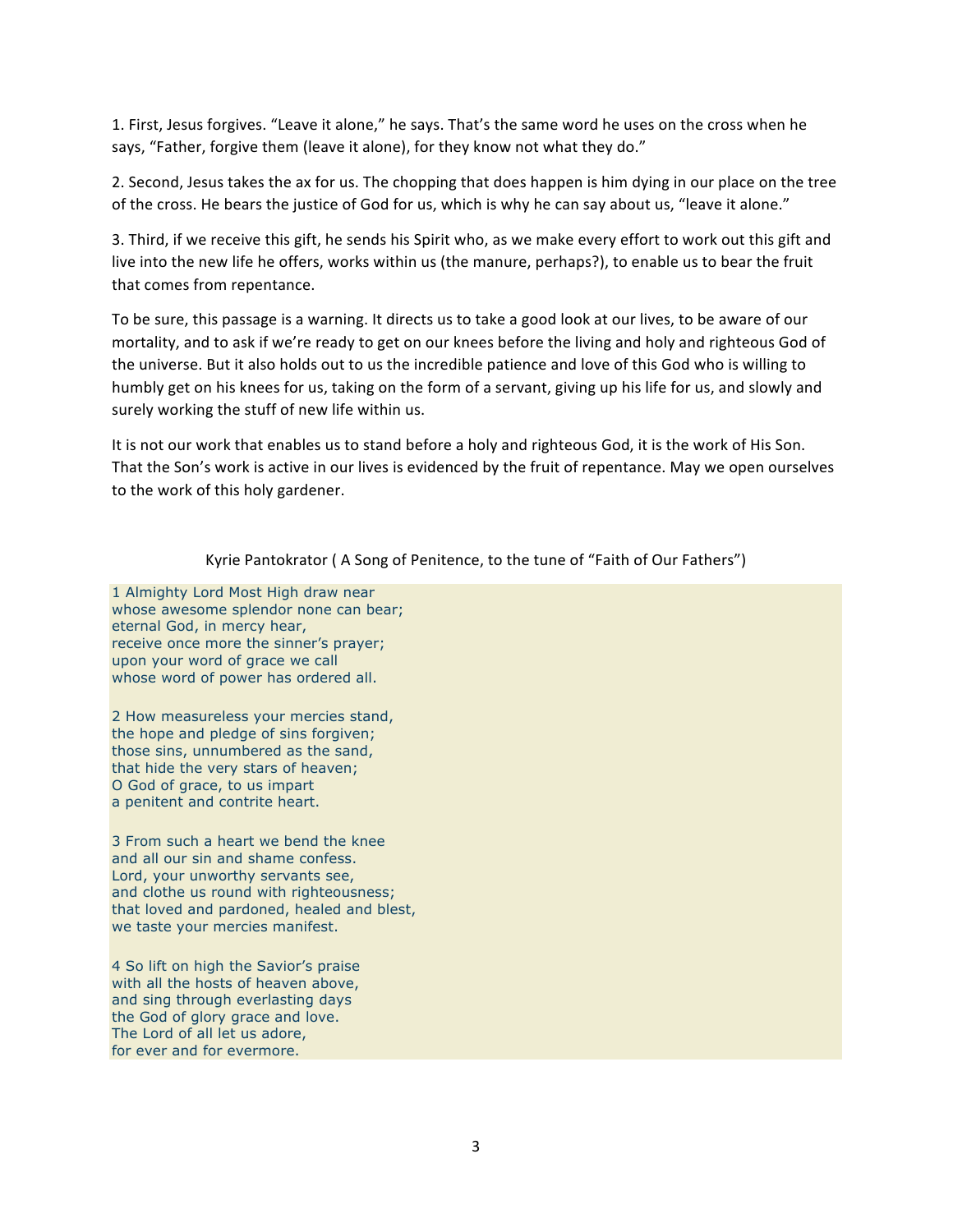1. First, Jesus forgives. "Leave it alone," he says. That's the same word he uses on the cross when he says, "Father, forgive them (leave it alone), for they know not what they do."

2. Second, Jesus takes the ax for us. The chopping that does happen is him dying in our place on the tree of the cross. He bears the justice of God for us, which is why he can say about us, "leave it alone."

3. Third, if we receive this gift, he sends his Spirit who, as we make every effort to work out this gift and live into the new life he offers, works within us (the manure, perhaps?), to enable us to bear the fruit that comes from repentance.

To be sure, this passage is a warning. It directs us to take a good look at our lives, to be aware of our mortality, and to ask if we're ready to get on our knees before the living and holy and righteous God of the universe. But it also holds out to us the incredible patience and love of this God who is willing to humbly get on his knees for us, taking on the form of a servant, giving up his life for us, and slowly and surely working the stuff of new life within us.

It is not our work that enables us to stand before a holy and righteous God, it is the work of His Son. That the Son's work is active in our lives is evidenced by the fruit of repentance. May we open ourselves to the work of this holy gardener.

Kyrie Pantokrator ( A Song of Penitence, to the tune of "Faith of Our Fathers")

1 Almighty Lord Most High draw near
whose awesome splendor none can bear;
eternal God, in mercy hear,
receive once more the sinner's prayer;
upon your word of grace we call
whose word of power has ordered all.

2 How measureless your mercies stand,
the hope and pledge of sins forgiven;
those sins, unnumbered as the sand,
that hide the very stars of heaven;
O God of grace, to us impart
a penitent and contrite heart.

3 From such a heart we bend the knee
and all our sin and shame confess.
Lord, your unworthy servants see,
and clothe us round with righteousness;
that loved and pardoned, healed and blest,
we taste your mercies manifest.

4 So lift on high the Savior's praise
with all the hosts of heaven above,
and sing through everlasting days
the God of glory grace and love.
The Lord of all let us adore,
for ever and for evermore.